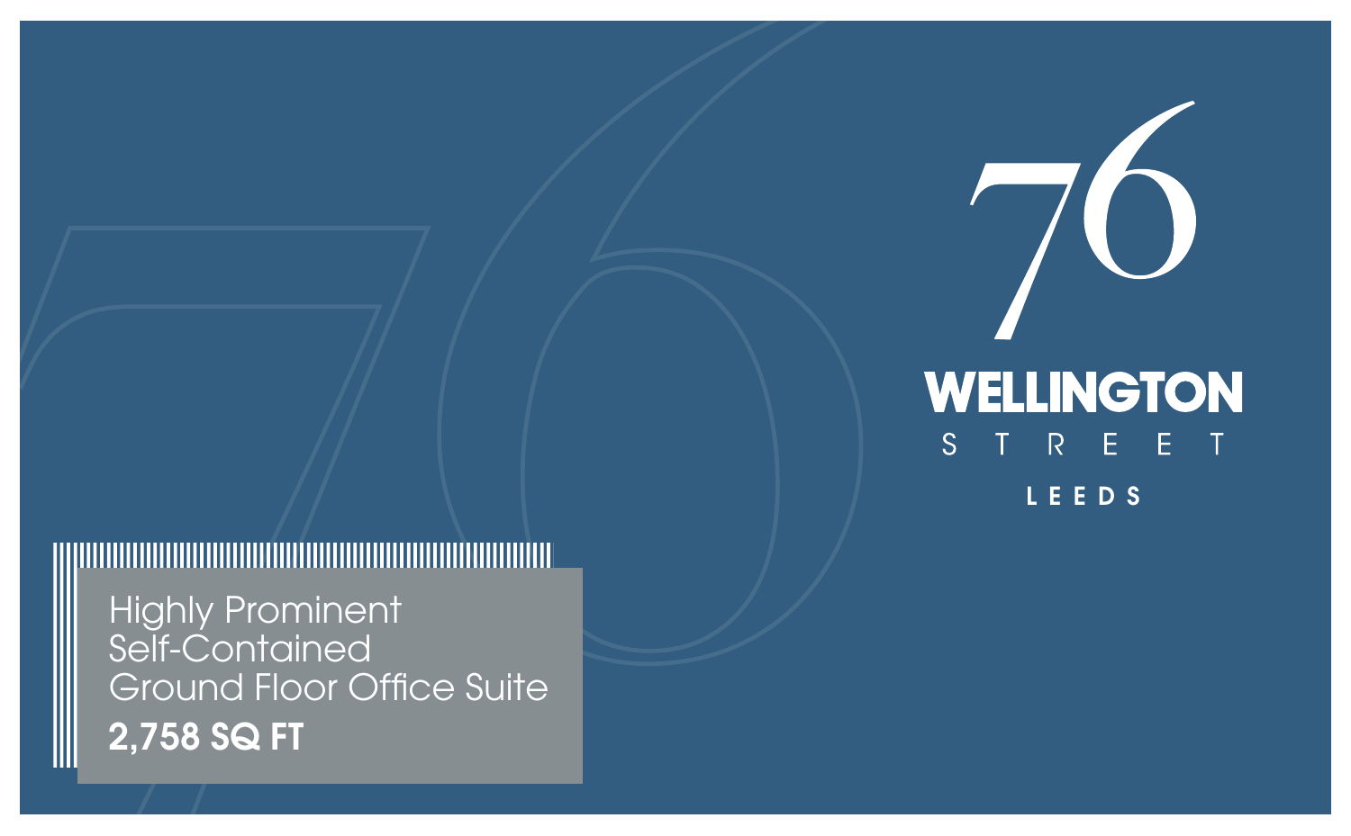# 76 WELLINGTON STREET

STREET

LEEDS

Highly Prominent
Self-Contained
Ground Floor Office Suite

**2,758 SQ FT**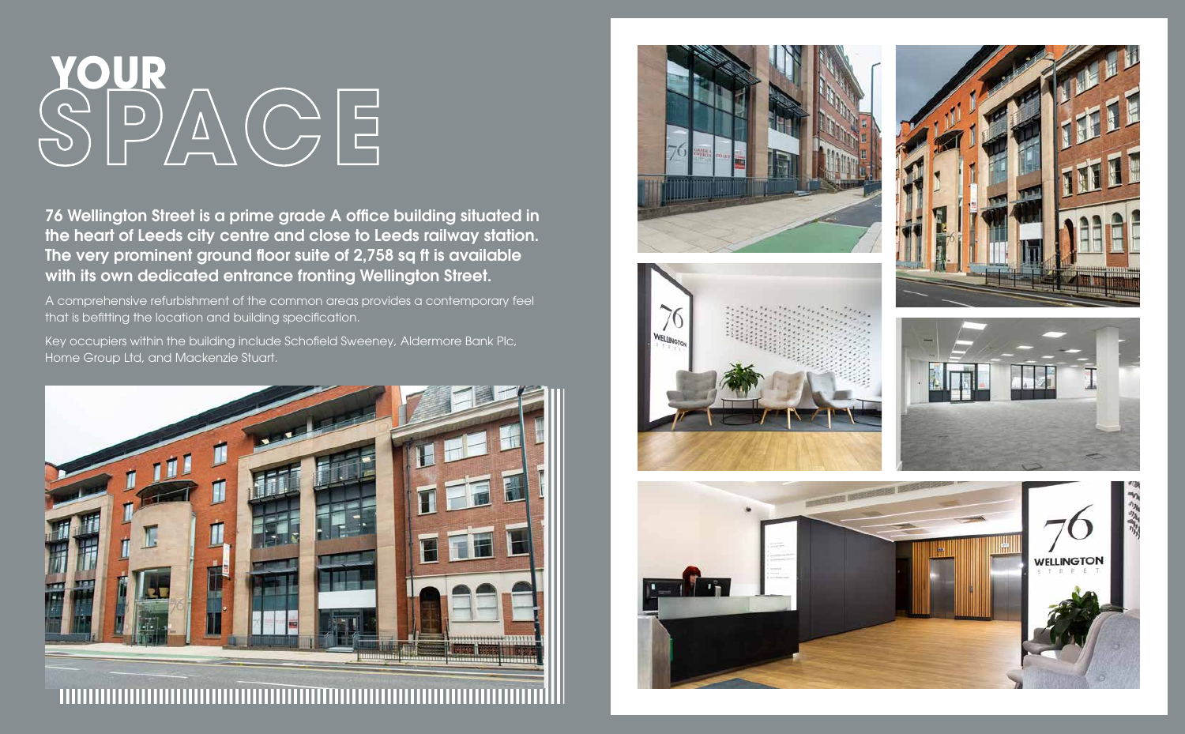# YOUR SPACE

**76 Wellington Street is a prime grade A office building situated in the heart of Leeds city centre and close to Leeds railway station. The very prominent ground floor suite of 2,758 sq ft is available with its own dedicated entrance fronting Wellington Street.**

A comprehensive refurbishment of the common areas provides a contemporary feel that is befitting the location and building specification.

Key occupiers within the building include Schofield Sweeney, Aldermore Bank Plc, Home Group Ltd, and Mackenzie Stuart.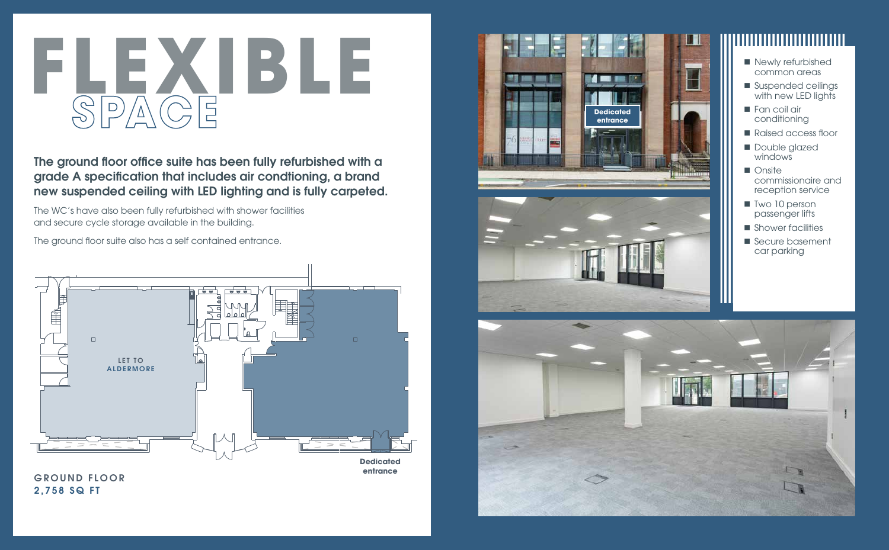# FLEXIBLE SPACE

**The ground floor office suite has been fully refurbished with a grade A specification that includes air condtioning, a brand new suspended ceiling with LED lighting and is fully carpeted.**

The WC's have also been fully refurbished with shower facilities and secure cycle storage available in the building.

The ground floor suite also has a self contained entrance.

LET TO ALDERMORE

Dedicated entrance

**GROUND FLOOR**
**2,758 SQ FT**

Dedicated entrance

- Newly refurbished common areas
- Suspended ceilings with new LED lights
- Fan coil air conditioning
- Raised access floor
- Double glazed windows
- Onsite commissionaire and reception service
- Two 10 person passenger lifts
- Shower facilities
- Secure basement car parking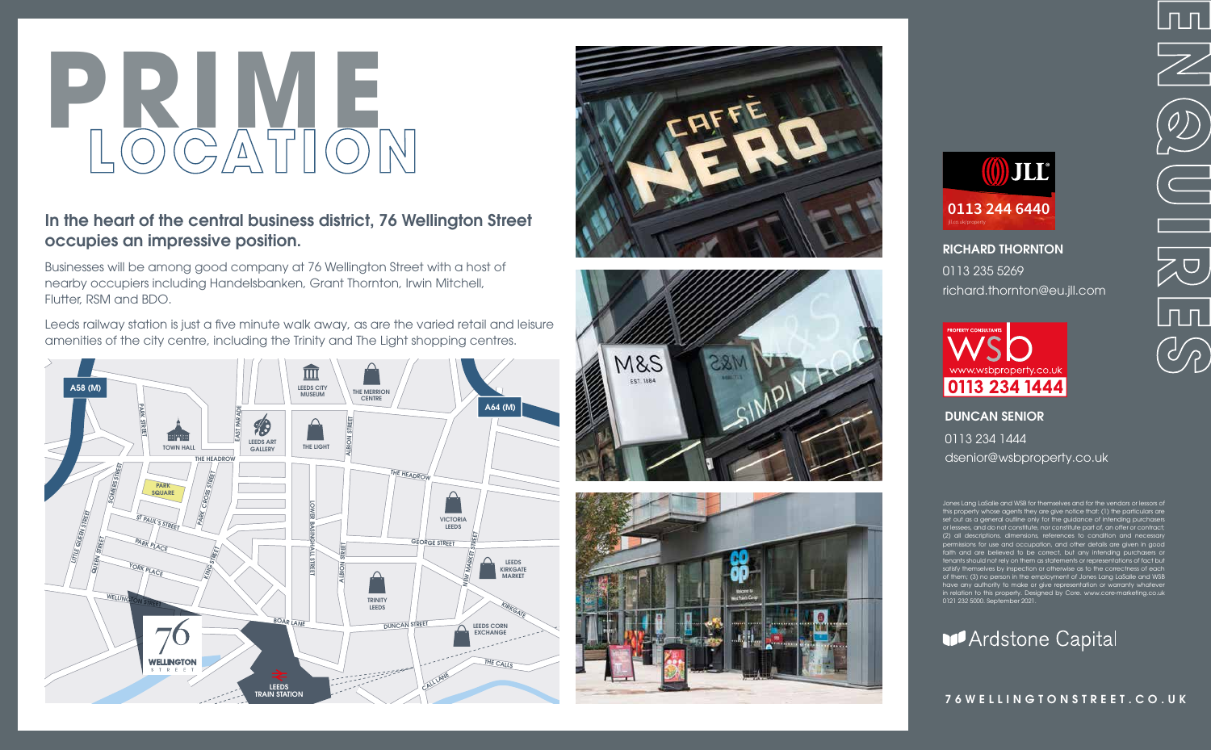# PRIME LOCATION

### In the heart of the central business district, 76 Wellington Street occupies an impressive position.

Businesses will be among good company at 76 Wellington Street with a host of nearby occupiers including Handelsbanken, Grant Thornton, Irwin Mitchell, Flutter, RSM and BDO.

Leeds railway station is just a five minute walk away, as are the varied retail and leisure amenities of the city centre, including the Trinity and The Light shopping centres.

A58 (M)
A64 (M)
LEEDS CITY MUSEUM
THE MERRION CENTRE
TOWN HALL
LEEDS ART GALLERY
THE LIGHT
PARK SQUARE
VICTORIA LEEDS
LEEDS KIRKGATE MARKET
TRINITY LEEDS
LEEDS CORN EXCHANGE
LEEDS TRAIN STATION
76 WELLINGTON STREET

# ENQUIRES

JLL
0113 244 6440
jll.co.uk/property

**RICHARD THORNTON**
0113 235 5269
richard.thornton@eu.jll.com

PROPERTY CONSULTANTS
wsb
www.wsbproperty.co.uk
0113 234 1444

**DUNCAN SENIOR**
0113 234 1444
dsenior@wsbproperty.co.uk

Jones Lang LaSalle and WSB for themselves and for the vendors or lessors of this property whose agents they are give notice that: (1) the particulars are set out as a general outline only for the guidance of intending purchasers or lessees, and do not constitute, nor constitute part of, an offer or contract; (2) all descriptions, dimensions, references to condition and necessary permissions for use and occupation, and other details are given in good faith and are believed to be correct, but any intending purchasers or tenants should not rely on them as statements or representations of fact but satisfy themselves by inspection or otherwise as to the correctness of each of them; (3) no person in the employment of Jones Lang LaSalle and WSB have any authority to make or give representation or warranty whatever in relation to this property. Designed by Core. www.core-marketing.co.uk 0121 232 5000. September 2021.

Ardstone Capital

76WELLINGTONSTREET.CO.UK